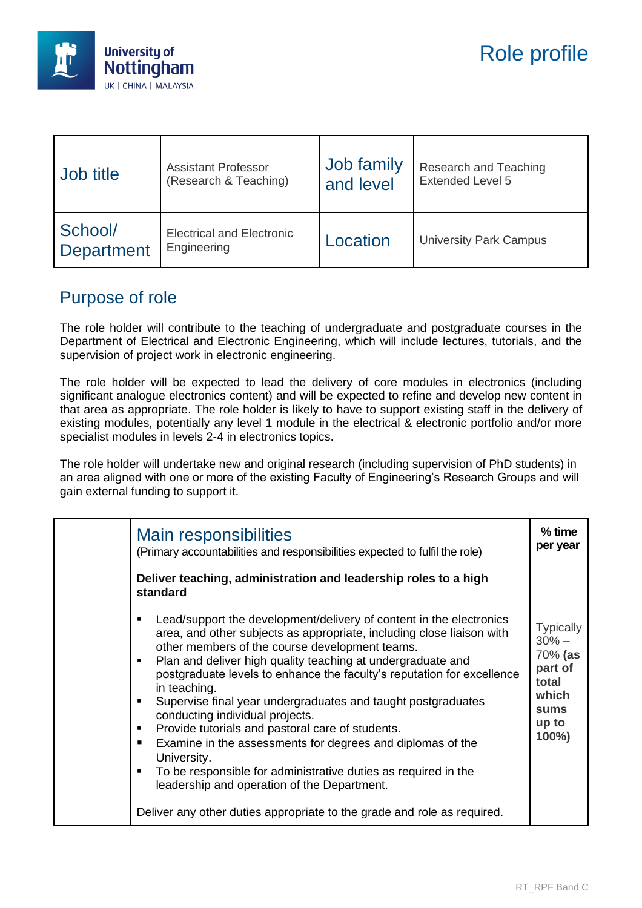University of Nottingham
UK | CHINA | MALAYSIA

# Role profile

| Job title | Assistant Professor (Research & Teaching) | Job family and level | Research and Teaching Extended Level 5 |
|---|---|---|---|
| School/ Department | Electrical and Electronic Engineering | Location | University Park Campus |

## Purpose of role

The role holder will contribute to the teaching of undergraduate and postgraduate courses in the Department of Electrical and Electronic Engineering, which will include lectures, tutorials, and the supervision of project work in electronic engineering.

The role holder will be expected to lead the delivery of core modules in electronics (including significant analogue electronics content) and will be expected to refine and develop new content in that area as appropriate. The role holder is likely to have to support existing staff in the delivery of existing modules, potentially any level 1 module in the electrical & electronic portfolio and/or more specialist modules in levels 2-4 in electronics topics.

The role holder will undertake new and original research (including supervision of PhD students) in an area aligned with one or more of the existing Faculty of Engineering's Research Groups and will gain external funding to support it.

| | Main responsibilities<br>(Primary accountabilities and responsibilities expected to fulfil the role) | % time per year |
|---|---|---|
| | **Deliver teaching, administration and leadership roles to a high standard**<br><br>▪ Lead/support the development/delivery of content in the electronics area, and other subjects as appropriate, including close liaison with other members of the course development teams.<br>▪ Plan and deliver high quality teaching at undergraduate and postgraduate levels to enhance the faculty's reputation for excellence in teaching.<br>▪ Supervise final year undergraduates and taught postgraduates conducting individual projects.<br>▪ Provide tutorials and pastoral care of students.<br>▪ Examine in the assessments for degrees and diplomas of the University.<br>▪ To be responsible for administrative duties as required in the leadership and operation of the Department.<br><br>Deliver any other duties appropriate to the grade and role as required. | Typically 30% – 70% **(as part of total which sums up to 100%)** |

RT_RPF Band C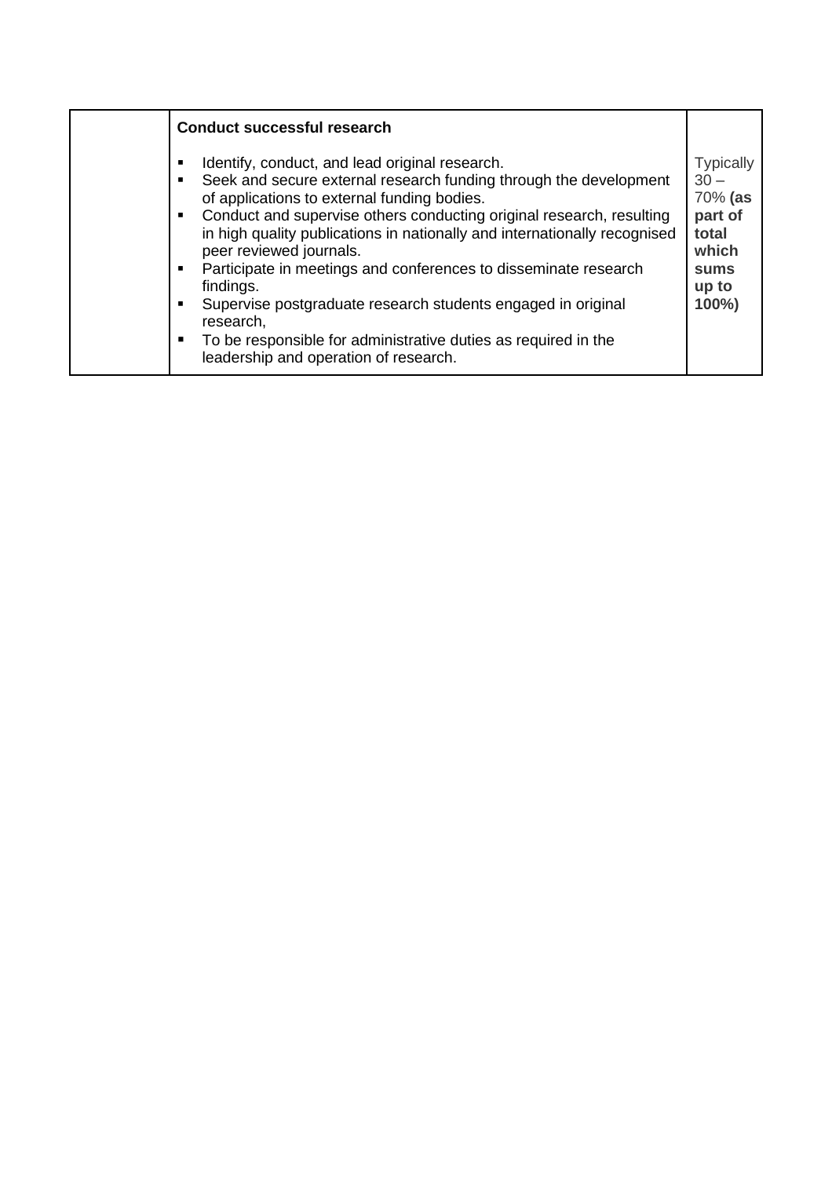|  | **Conduct successful research**<br><br>- Identify, conduct, and lead original research.<br>- Seek and secure external research funding through the development of applications to external funding bodies.<br>- Conduct and supervise others conducting original research, resulting in high quality publications in nationally and internationally recognised peer reviewed journals.<br>- Participate in meetings and conferences to disseminate research findings.<br>- Supervise postgraduate research students engaged in original research,<br>- To be responsible for administrative duties as required in the leadership and operation of research. | Typically 30 – 70% **(as part of total which sums up to 100%)** |
|---|---|---|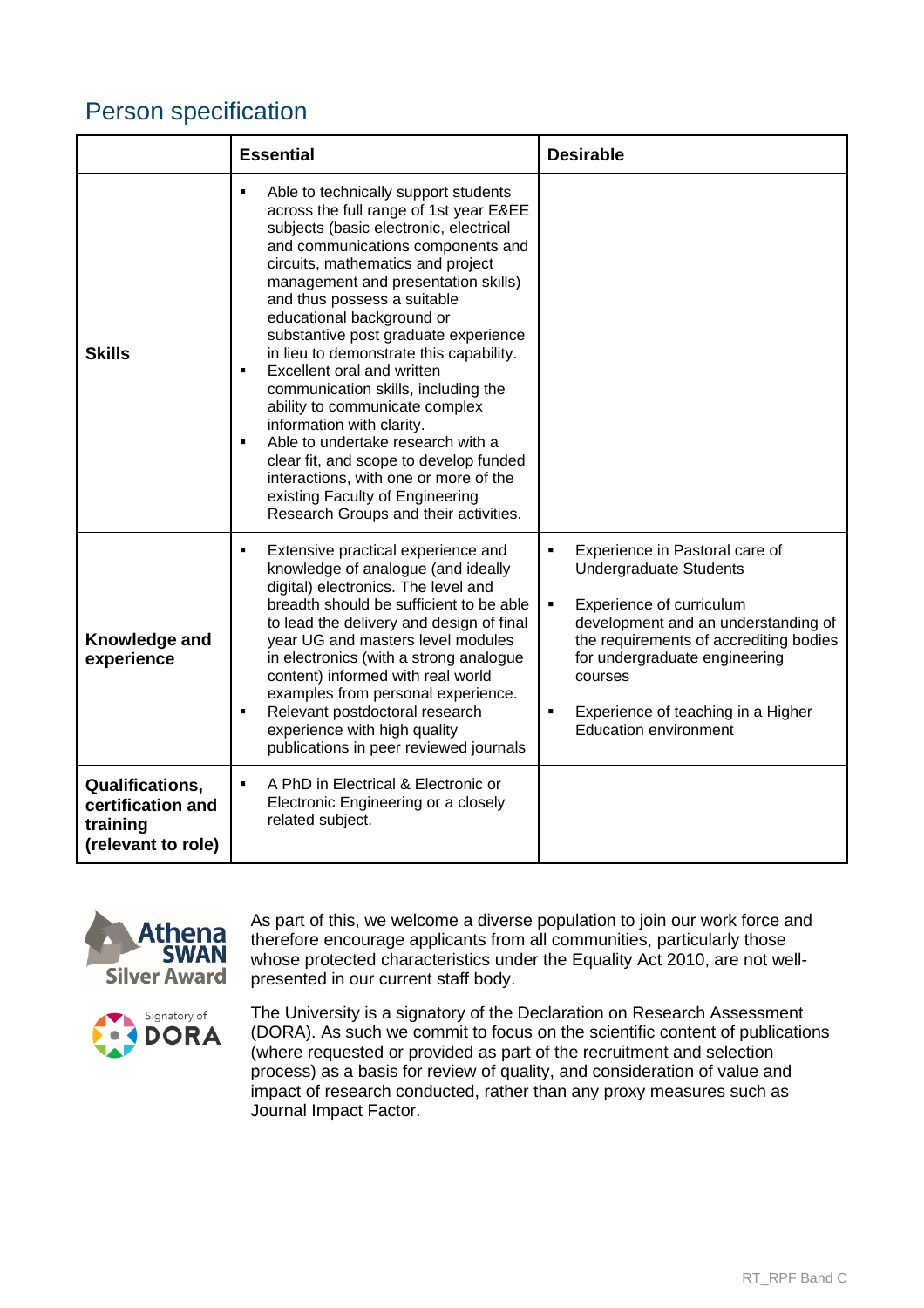## Person specification

| | Essential | Desirable |
|---|---|---|
| **Skills** | ▪ Able to technically support students across the full range of 1st year E&EE subjects (basic electronic, electrical and communications components and circuits, mathematics and project management and presentation skills) and thus possess a suitable educational background or substantive post graduate experience in lieu to demonstrate this capability.<br>▪ Excellent oral and written communication skills, including the ability to communicate complex information with clarity.<br>▪ Able to undertake research with a clear fit, and scope to develop funded interactions, with one or more of the existing Faculty of Engineering Research Groups and their activities. | |
| **Knowledge and experience** | ▪ Extensive practical experience and knowledge of analogue (and ideally digital) electronics. The level and breadth should be sufficient to be able to lead the delivery and design of final year UG and masters level modules in electronics (with a strong analogue content) informed with real world examples from personal experience.<br>▪ Relevant postdoctoral research experience with high quality publications in peer reviewed journals | ▪ Experience in Pastoral care of Undergraduate Students<br>▪ Experience of curriculum development and an understanding of the requirements of accrediting bodies for undergraduate engineering courses<br>▪ Experience of teaching in a Higher Education environment |
| **Qualifications, certification and training (relevant to role)** | ▪ A PhD in Electrical & Electronic or Electronic Engineering or a closely related subject. | |

Athena SWAN Silver Award

As part of this, we welcome a diverse population to join our work force and therefore encourage applicants from all communities, particularly those whose protected characteristics under the Equality Act 2010, are not well-presented in our current staff body.

Signatory of DORA

The University is a signatory of the Declaration on Research Assessment (DORA). As such we commit to focus on the scientific content of publications (where requested or provided as part of the recruitment and selection process) as a basis for review of quality, and consideration of value and impact of research conducted, rather than any proxy measures such as Journal Impact Factor.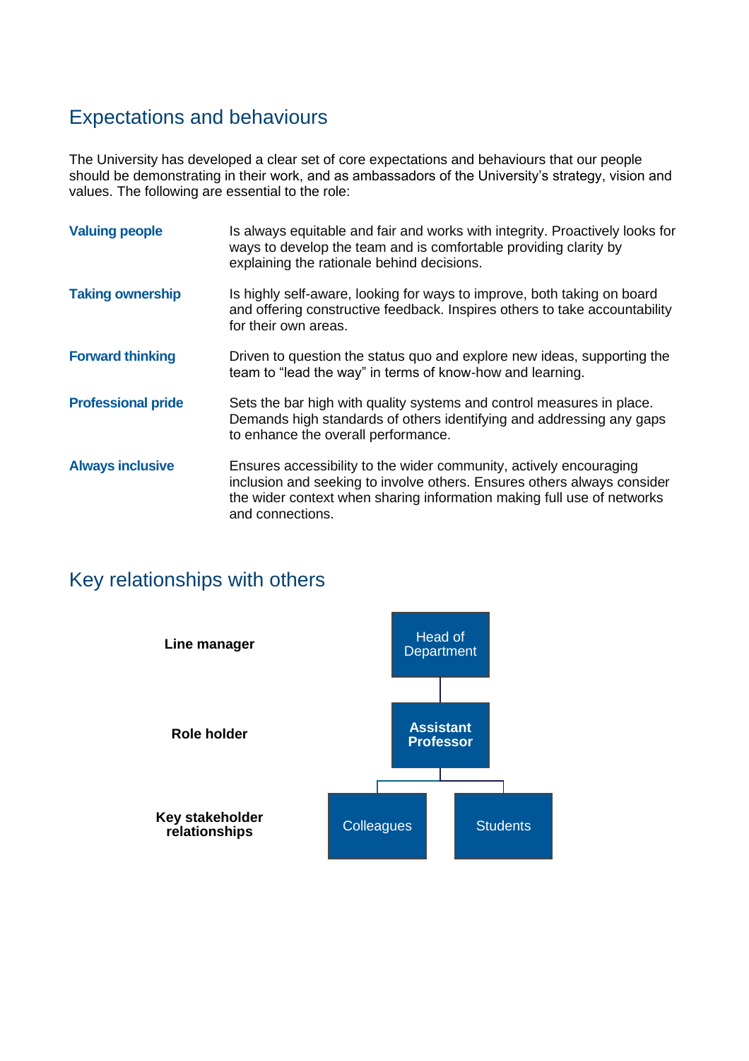## Expectations and behaviours

The University has developed a clear set of core expectations and behaviours that our people should be demonstrating in their work, and as ambassadors of the University's strategy, vision and values. The following are essential to the role:

| | |
|---|---|
| **Valuing people** | Is always equitable and fair and works with integrity. Proactively looks for ways to develop the team and is comfortable providing clarity by explaining the rationale behind decisions. |
| **Taking ownership** | Is highly self-aware, looking for ways to improve, both taking on board and offering constructive feedback. Inspires others to take accountability for their own areas. |
| **Forward thinking** | Driven to question the status quo and explore new ideas, supporting the team to "lead the way" in terms of know-how and learning. |
| **Professional pride** | Sets the bar high with quality systems and control measures in place. Demands high standards of others identifying and addressing any gaps to enhance the overall performance. |
| **Always inclusive** | Ensures accessibility to the wider community, actively encouraging inclusion and seeking to involve others. Ensures others always consider the wider context when sharing information making full use of networks and connections. |

## Key relationships with others

**Line manager**

Head of Department

**Role holder**

**Assistant Professor**

**Key stakeholder relationships**

Colleagues

Students